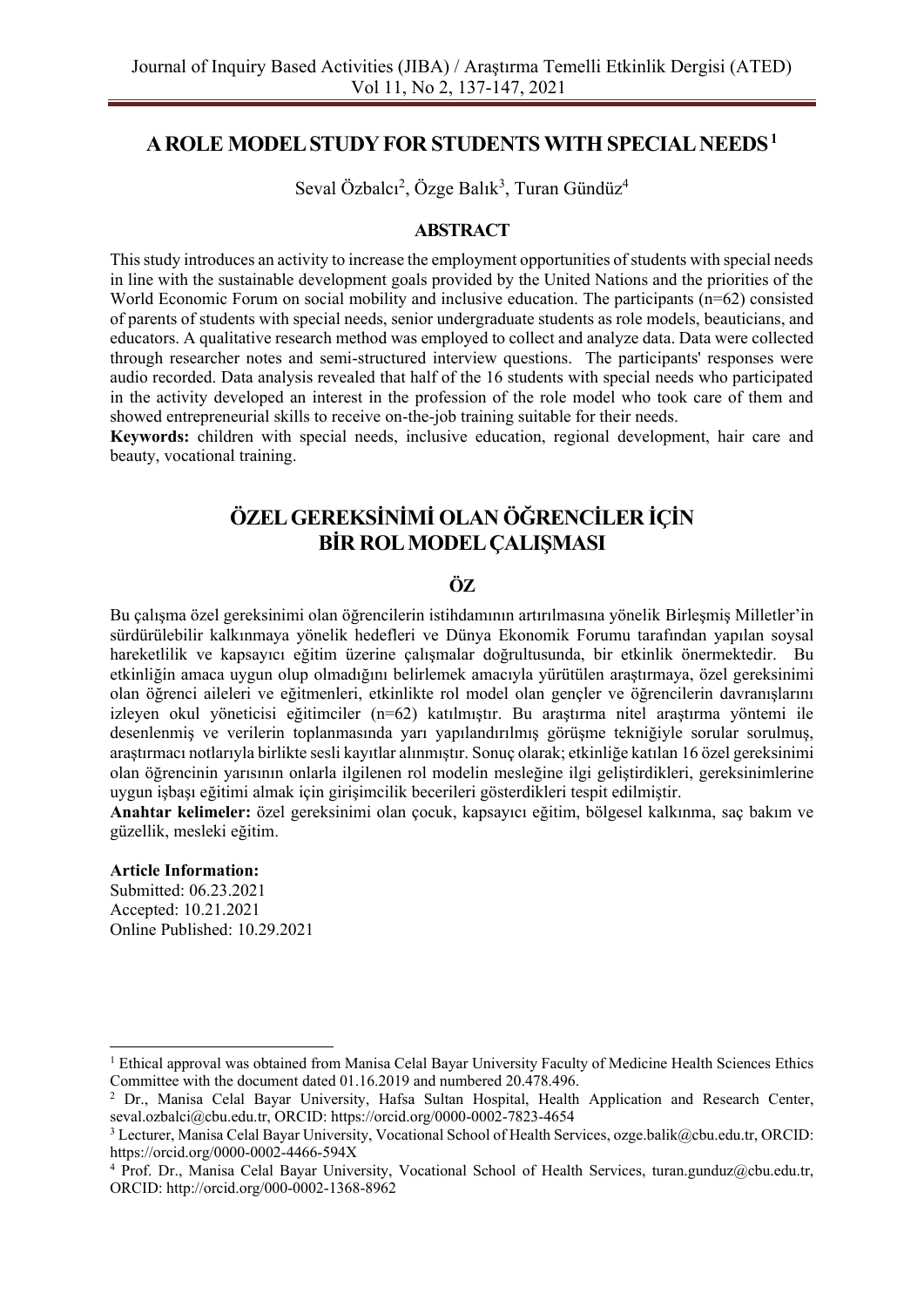# A ROLE MODEL STUDY FOR STUDENTS WITH SPECIAL NEEDS [1]

Seval Özbalcı[2], Özge Balık[3], Turan Gündüz[4]

## ABSTRACT

This study introduces an activity to increase the employment opportunities of students with special needs in line with the sustainable development goals provided by the United Nations and the priorities of the World Economic Forum on social mobility and inclusive education. The participants (n=62) consisted of parents of students with special needs, senior undergraduate students as role models, beauticians, and educators. A qualitative research method was employed to collect and analyze data. Data were collected through researcher notes and semi-structured interview questions. The participants' responses were audio recorded. Data analysis revealed that half of the 16 students with special needs who participated in the activity developed an interest in the profession of the role model who took care of them and showed entrepreneurial skills to receive on-the-job training suitable for their needs.

**Keywords:** children with special needs, inclusive education, regional development, hair care and beauty, vocational training.

# ÖZEL GEREKSİNİMİ OLAN ÖĞRENCİLER İÇİN BİR ROL MODEL ÇALIŞMASI

## ÖZ

Bu çalışma özel gereksinimi olan öğrencilerin istihdamının artırılmasına yönelik Birleşmiş Milletler'in sürdürülebilir kalkınmaya yönelik hedefleri ve Dünya Ekonomik Forumu tarafından yapılan soysal hareketlilik ve kapsayıcı eğitim üzerine çalışmalar doğrultusunda, bir etkinlik önermektedir. Bu etkinliğin amaca uygun olup olmadığını belirlemek amacıyla yürütülen araştırmaya, özel gereksinimi olan öğrenci aileleri ve eğitmenleri, etkinlikte rol model olan gençler ve öğrencilerin davranışlarını izleyen okul yöneticisi eğitimciler (n=62) katılmıştır. Bu araştırma nitel araştırma yöntemi ile desenlenmiş ve verilerin toplanmasında yarı yapılandırılmış görüşme tekniğiyle sorular sorulmuş, araştırmacı notlarıyla birlikte sesli kayıtlar alınmıştır. Sonuç olarak; etkinliğe katılan 16 özel gereksinimi olan öğrencinin yarısının onlarla ilgilenen rol modelin mesleğine ilgi geliştirdikleri, gereksinimlerine uygun işbaşı eğitimi almak için girişimcilik becerileri gösterdikleri tespit edilmiştir.

**Anahtar kelimeler:** özel gereksinimi olan çocuk, kapsayıcı eğitim, bölgesel kalkınma, saç bakım ve güzellik, mesleki eğitim.

**Article Information:**
Submitted: 06.23.2021
Accepted: 10.21.2021
Online Published: 10.29.2021

---

[1] Ethical approval was obtained from Manisa Celal Bayar University Faculty of Medicine Health Sciences Ethics Committee with the document dated 01.16.2019 and numbered 20.478.496.

[2] Dr., Manisa Celal Bayar University, Hafsa Sultan Hospital, Health Application and Research Center, seval.ozbalci@cbu.edu.tr, ORCID: https://orcid.org/0000-0002-7823-4654

[3] Lecturer, Manisa Celal Bayar University, Vocational School of Health Services, ozge.balik@cbu.edu.tr, ORCID: https://orcid.org/0000-0002-4466-594X

[4] Prof. Dr., Manisa Celal Bayar University, Vocational School of Health Services, turan.gunduz@cbu.edu.tr, ORCID: http://orcid.org/000-0002-1368-8962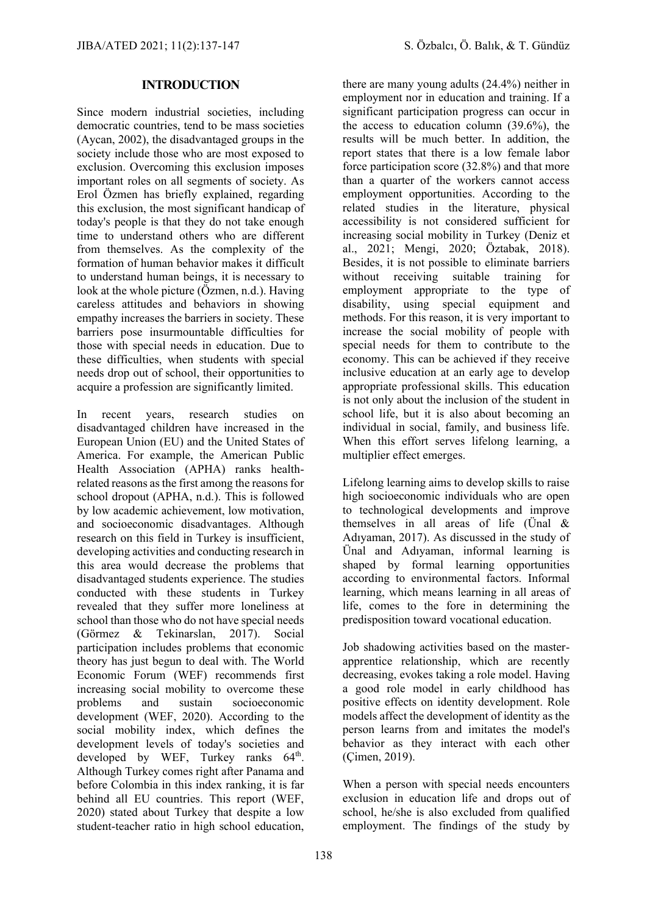## INTRODUCTION

Since modern industrial societies, including democratic countries, tend to be mass societies (Aycan, 2002), the disadvantaged groups in the society include those who are most exposed to exclusion. Overcoming this exclusion imposes important roles on all segments of society. As Erol Özmen has briefly explained, regarding this exclusion, the most significant handicap of today's people is that they do not take enough time to understand others who are different from themselves. As the complexity of the formation of human behavior makes it difficult to understand human beings, it is necessary to look at the whole picture (Özmen, n.d.). Having careless attitudes and behaviors in showing empathy increases the barriers in society. These barriers pose insurmountable difficulties for those with special needs in education. Due to these difficulties, when students with special needs drop out of school, their opportunities to acquire a profession are significantly limited.

In recent years, research studies on disadvantaged children have increased in the European Union (EU) and the United States of America. For example, the American Public Health Association (APHA) ranks health-related reasons as the first among the reasons for school dropout (APHA, n.d.). This is followed by low academic achievement, low motivation, and socioeconomic disadvantages. Although research on this field in Turkey is insufficient, developing activities and conducting research in this area would decrease the problems that disadvantaged students experience. The studies conducted with these students in Turkey revealed that they suffer more loneliness at school than those who do not have special needs (Görmez & Tekinarslan, 2017). Social participation includes problems that economic theory has just begun to deal with. The World Economic Forum (WEF) recommends first increasing social mobility to overcome these problems and sustain socioeconomic development (WEF, 2020). According to the social mobility index, which defines the development levels of today's societies and developed by WEF, Turkey ranks 64th. Although Turkey comes right after Panama and before Colombia in this index ranking, it is far behind all EU countries. This report (WEF, 2020) stated about Turkey that despite a low student-teacher ratio in high school education, there are many young adults (24.4%) neither in employment nor in education and training. If a significant participation progress can occur in the access to education column (39.6%), the results will be much better. In addition, the report states that there is a low female labor force participation score (32.8%) and that more than a quarter of the workers cannot access employment opportunities. According to the related studies in the literature, physical accessibility is not considered sufficient for increasing social mobility in Turkey (Deniz et al., 2021; Mengi, 2020; Öztabak, 2018). Besides, it is not possible to eliminate barriers without receiving suitable training for employment appropriate to the type of disability, using special equipment and methods. For this reason, it is very important to increase the social mobility of people with special needs for them to contribute to the economy. This can be achieved if they receive inclusive education at an early age to develop appropriate professional skills. This education is not only about the inclusion of the student in school life, but it is also about becoming an individual in social, family, and business life. When this effort serves lifelong learning, a multiplier effect emerges.

Lifelong learning aims to develop skills to raise high socioeconomic individuals who are open to technological developments and improve themselves in all areas of life (Ünal & Adıyaman, 2017). As discussed in the study of Ünal and Adıyaman, informal learning is shaped by formal learning opportunities according to environmental factors. Informal learning, which means learning in all areas of life, comes to the fore in determining the predisposition toward vocational education.

Job shadowing activities based on the master-apprentice relationship, which are recently decreasing, evokes taking a role model. Having a good role model in early childhood has positive effects on identity development. Role models affect the development of identity as the person learns from and imitates the model's behavior as they interact with each other (Çimen, 2019).

When a person with special needs encounters exclusion in education life and drops out of school, he/she is also excluded from qualified employment. The findings of the study by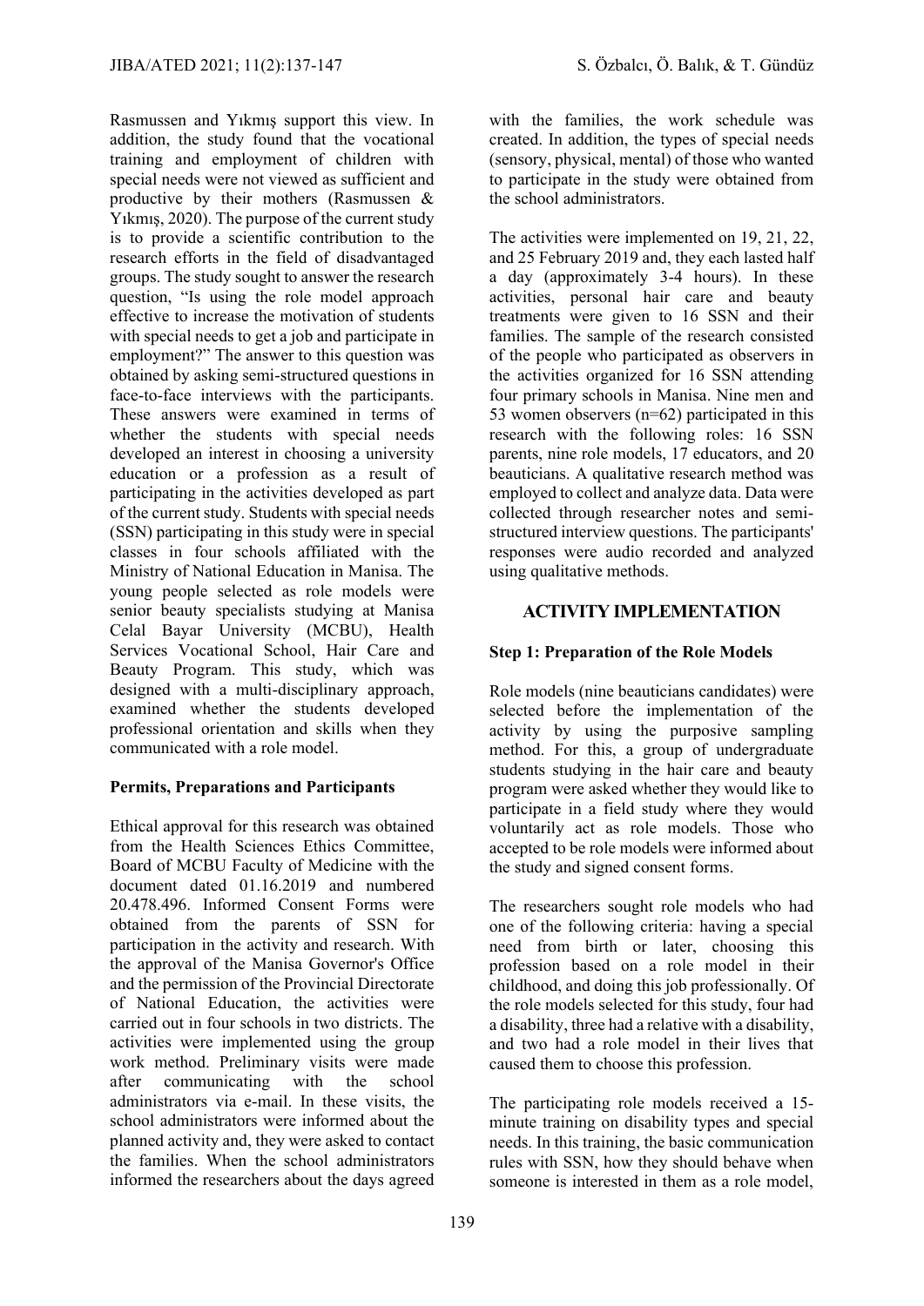Rasmussen and Yıkmış support this view. In addition, the study found that the vocational training and employment of children with special needs were not viewed as sufficient and productive by their mothers (Rasmussen & Yıkmış, 2020). The purpose of the current study is to provide a scientific contribution to the research efforts in the field of disadvantaged groups. The study sought to answer the research question, "Is using the role model approach effective to increase the motivation of students with special needs to get a job and participate in employment?" The answer to this question was obtained by asking semi-structured questions in face-to-face interviews with the participants. These answers were examined in terms of whether the students with special needs developed an interest in choosing a university education or a profession as a result of participating in the activities developed as part of the current study. Students with special needs (SSN) participating in this study were in special classes in four schools affiliated with the Ministry of National Education in Manisa. The young people selected as role models were senior beauty specialists studying at Manisa Celal Bayar University (MCBU), Health Services Vocational School, Hair Care and Beauty Program. This study, which was designed with a multi-disciplinary approach, examined whether the students developed professional orientation and skills when they communicated with a role model.

**Permits, Preparations and Participants**

Ethical approval for this research was obtained from the Health Sciences Ethics Committee, Board of MCBU Faculty of Medicine with the document dated 01.16.2019 and numbered 20.478.496. Informed Consent Forms were obtained from the parents of SSN for participation in the activity and research. With the approval of the Manisa Governor's Office and the permission of the Provincial Directorate of National Education, the activities were carried out in four schools in two districts. The activities were implemented using the group work method. Preliminary visits were made after communicating with the school administrators via e-mail. In these visits, the school administrators were informed about the planned activity and, they were asked to contact the families. When the school administrators informed the researchers about the days agreed with the families, the work schedule was created. In addition, the types of special needs (sensory, physical, mental) of those who wanted to participate in the study were obtained from the school administrators.

The activities were implemented on 19, 21, 22, and 25 February 2019 and, they each lasted half a day (approximately 3-4 hours). In these activities, personal hair care and beauty treatments were given to 16 SSN and their families. The sample of the research consisted of the people who participated as observers in the activities organized for 16 SSN attending four primary schools in Manisa. Nine men and 53 women observers (n=62) participated in this research with the following roles: 16 SSN parents, nine role models, 17 educators, and 20 beauticians. A qualitative research method was employed to collect and analyze data. Data were collected through researcher notes and semi-structured interview questions. The participants' responses were audio recorded and analyzed using qualitative methods.

## ACTIVITY IMPLEMENTATION

**Step 1: Preparation of the Role Models**

Role models (nine beauticians candidates) were selected before the implementation of the activity by using the purposive sampling method. For this, a group of undergraduate students studying in the hair care and beauty program were asked whether they would like to participate in a field study where they would voluntarily act as role models. Those who accepted to be role models were informed about the study and signed consent forms.

The researchers sought role models who had one of the following criteria: having a special need from birth or later, choosing this profession based on a role model in their childhood, and doing this job professionally. Of the role models selected for this study, four had a disability, three had a relative with a disability, and two had a role model in their lives that caused them to choose this profession.

The participating role models received a 15-minute training on disability types and special needs. In this training, the basic communication rules with SSN, how they should behave when someone is interested in them as a role model,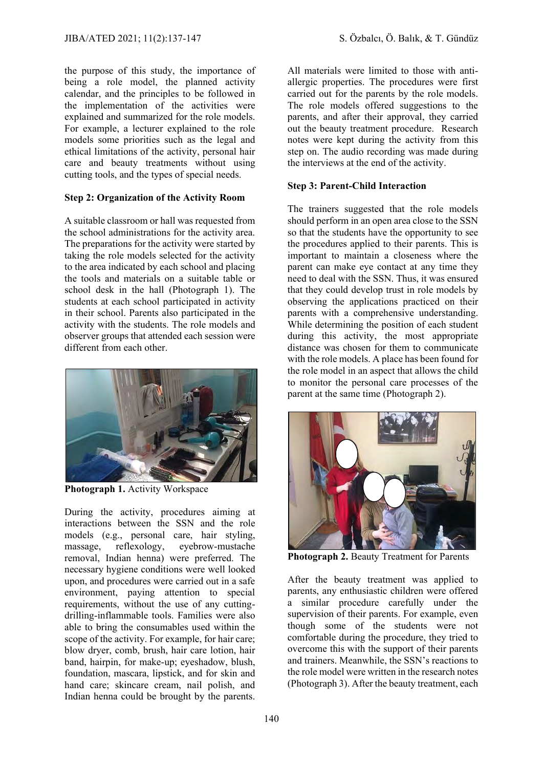the purpose of this study, the importance of being a role model, the planned activity calendar, and the principles to be followed in the implementation of the activities were explained and summarized for the role models. For example, a lecturer explained to the role models some priorities such as the legal and ethical limitations of the activity, personal hair care and beauty treatments without using cutting tools, and the types of special needs.

**Step 2: Organization of the Activity Room**

A suitable classroom or hall was requested from the school administrations for the activity area. The preparations for the activity were started by taking the role models selected for the activity to the area indicated by each school and placing the tools and materials on a suitable table or school desk in the hall (Photograph 1). The students at each school participated in activity in their school. Parents also participated in the activity with the students. The role models and observer groups that attended each session were different from each other.

**Photograph 1.** Activity Workspace

During the activity, procedures aiming at interactions between the SSN and the role models (e.g., personal care, hair styling, massage, reflexology, eyebrow-mustache removal, Indian henna) were preferred. The necessary hygiene conditions were well looked upon, and procedures were carried out in a safe environment, paying attention to special requirements, without the use of any cutting-drilling-inflammable tools. Families were also able to bring the consumables used within the scope of the activity. For example, for hair care; blow dryer, comb, brush, hair care lotion, hair band, hairpin, for make-up; eyeshadow, blush, foundation, mascara, lipstick, and for skin and hand care; skincare cream, nail polish, and Indian henna could be brought by the parents.

All materials were limited to those with anti-allergic properties. The procedures were first carried out for the parents by the role models. The role models offered suggestions to the parents, and after their approval, they carried out the beauty treatment procedure. Research notes were kept during the activity from this step on. The audio recording was made during the interviews at the end of the activity.

**Step 3: Parent-Child Interaction**

The trainers suggested that the role models should perform in an open area close to the SSN so that the students have the opportunity to see the procedures applied to their parents. This is important to maintain a closeness where the parent can make eye contact at any time they need to deal with the SSN. Thus, it was ensured that they could develop trust in role models by observing the applications practiced on their parents with a comprehensive understanding. While determining the position of each student during this activity, the most appropriate distance was chosen for them to communicate with the role models. A place has been found for the role model in an aspect that allows the child to monitor the personal care processes of the parent at the same time (Photograph 2).

**Photograph 2.** Beauty Treatment for Parents

After the beauty treatment was applied to parents, any enthusiastic children were offered a similar procedure carefully under the supervision of their parents. For example, even though some of the students were not comfortable during the procedure, they tried to overcome this with the support of their parents and trainers. Meanwhile, the SSN's reactions to the role model were written in the research notes (Photograph 3). After the beauty treatment, each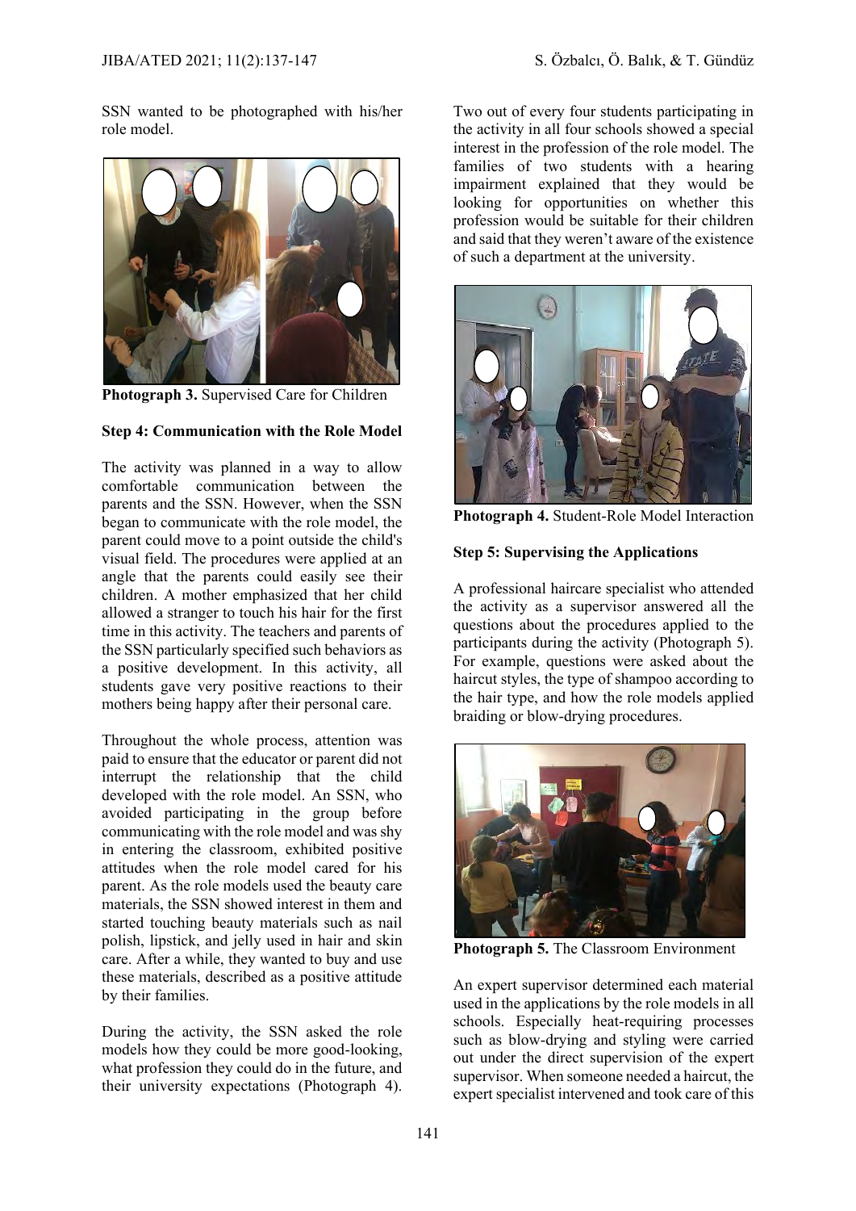SSN wanted to be photographed with his/her role model.

**Photograph 3.** Supervised Care for Children

**Step 4: Communication with the Role Model**

The activity was planned in a way to allow comfortable communication between the parents and the SSN. However, when the SSN began to communicate with the role model, the parent could move to a point outside the child's visual field. The procedures were applied at an angle that the parents could easily see their children. A mother emphasized that her child allowed a stranger to touch his hair for the first time in this activity. The teachers and parents of the SSN particularly specified such behaviors as a positive development. In this activity, all students gave very positive reactions to their mothers being happy after their personal care.

Throughout the whole process, attention was paid to ensure that the educator or parent did not interrupt the relationship that the child developed with the role model. An SSN, who avoided participating in the group before communicating with the role model and was shy in entering the classroom, exhibited positive attitudes when the role model cared for his parent. As the role models used the beauty care materials, the SSN showed interest in them and started touching beauty materials such as nail polish, lipstick, and jelly used in hair and skin care. After a while, they wanted to buy and use these materials, described as a positive attitude by their families.

During the activity, the SSN asked the role models how they could be more good-looking, what profession they could do in the future, and their university expectations (Photograph 4). Two out of every four students participating in the activity in all four schools showed a special interest in the profession of the role model. The families of two students with a hearing impairment explained that they would be looking for opportunities on whether this profession would be suitable for their children and said that they weren't aware of the existence of such a department at the university.

**Photograph 4.** Student-Role Model Interaction

**Step 5: Supervising the Applications**

A professional haircare specialist who attended the activity as a supervisor answered all the questions about the procedures applied to the participants during the activity (Photograph 5). For example, questions were asked about the haircut styles, the type of shampoo according to the hair type, and how the role models applied braiding or blow-drying procedures.

**Photograph 5.** The Classroom Environment

An expert supervisor determined each material used in the applications by the role models in all schools. Especially heat-requiring processes such as blow-drying and styling were carried out under the direct supervision of the expert supervisor. When someone needed a haircut, the expert specialist intervened and took care of this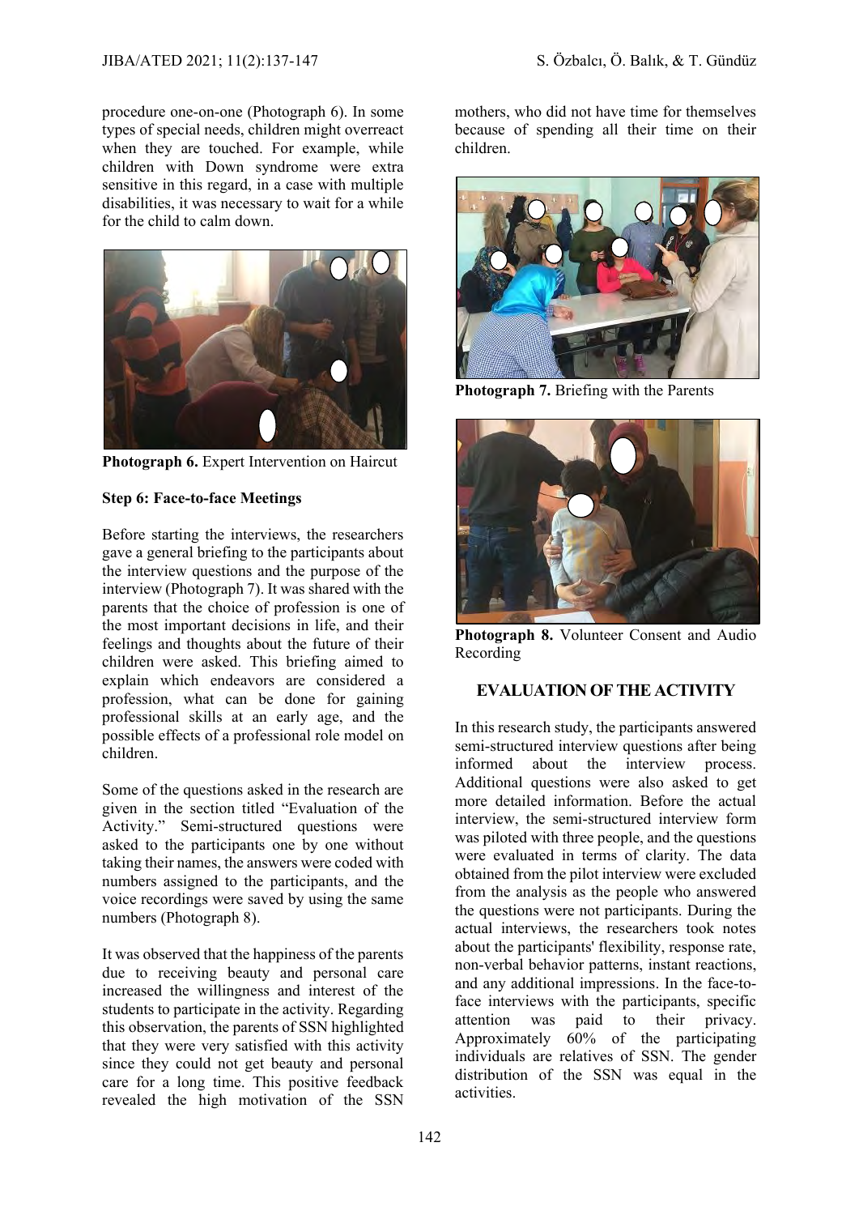procedure one-on-one (Photograph 6). In some types of special needs, children might overreact when they are touched. For example, while children with Down syndrome were extra sensitive in this regard, in a case with multiple disabilities, it was necessary to wait for a while for the child to calm down.

**Photograph 6.** Expert Intervention on Haircut

**Step 6: Face-to-face Meetings**

Before starting the interviews, the researchers gave a general briefing to the participants about the interview questions and the purpose of the interview (Photograph 7). It was shared with the parents that the choice of profession is one of the most important decisions in life, and their feelings and thoughts about the future of their children were asked. This briefing aimed to explain which endeavors are considered a profession, what can be done for gaining professional skills at an early age, and the possible effects of a professional role model on children.

Some of the questions asked in the research are given in the section titled "Evaluation of the Activity." Semi-structured questions were asked to the participants one by one without taking their names, the answers were coded with numbers assigned to the participants, and the voice recordings were saved by using the same numbers (Photograph 8).

It was observed that the happiness of the parents due to receiving beauty and personal care increased the willingness and interest of the students to participate in the activity. Regarding this observation, the parents of SSN highlighted that they were very satisfied with this activity since they could not get beauty and personal care for a long time. This positive feedback revealed the high motivation of the SSN mothers, who did not have time for themselves because of spending all their time on their children.

**Photograph 7.** Briefing with the Parents

**Photograph 8.** Volunteer Consent and Audio Recording

## EVALUATION OF THE ACTIVITY

In this research study, the participants answered semi-structured interview questions after being informed about the interview process. Additional questions were also asked to get more detailed information. Before the actual interview, the semi-structured interview form was piloted with three people, and the questions were evaluated in terms of clarity. The data obtained from the pilot interview were excluded from the analysis as the people who answered the questions were not participants. During the actual interviews, the researchers took notes about the participants' flexibility, response rate, non-verbal behavior patterns, instant reactions, and any additional impressions. In the face-to-face interviews with the participants, specific attention was paid to their privacy. Approximately 60% of the participating individuals are relatives of SSN. The gender distribution of the SSN was equal in the activities.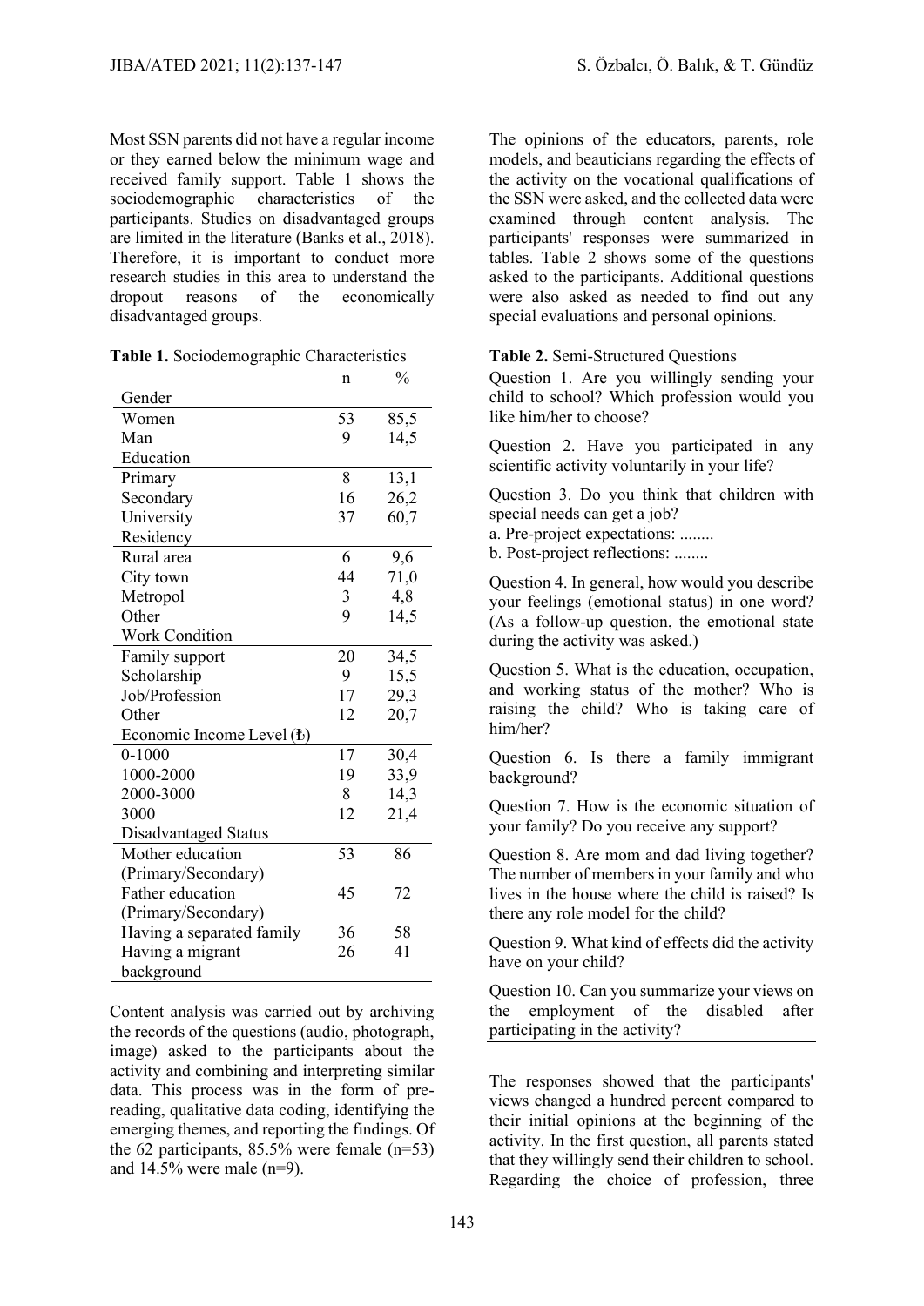Most SSN parents did not have a regular income or they earned below the minimum wage and received family support. Table 1 shows the sociodemographic characteristics of the participants. Studies on disadvantaged groups are limited in the literature (Banks et al., 2018). Therefore, it is important to conduct more research studies in this area to understand the dropout reasons of the economically disadvantaged groups.

**Table 1.** Sociodemographic Characteristics

| | n | % |
|---|---|---|
| Gender | | |
| Women | 53 | 85,5 |
| Man | 9 | 14,5 |
| Education | | |
| Primary | 8 | 13,1 |
| Secondary | 16 | 26,2 |
| University | 37 | 60,7 |
| Residency | | |
| Rural area | 6 | 9,6 |
| City town | 44 | 71,0 |
| Metropol | 3 | 4,8 |
| Other | 9 | 14,5 |
| Work Condition | | |
| Family support | 20 | 34,5 |
| Scholarship | 9 | 15,5 |
| Job/Profession | 17 | 29,3 |
| Other | 12 | 20,7 |
| Economic Income Level (₺) | | |
| 0-1000 | 17 | 30,4 |
| 1000-2000 | 19 | 33,9 |
| 2000-3000 | 8 | 14,3 |
| 3000 | 12 | 21,4 |
| Disadvantaged Status | | |
| Mother education (Primary/Secondary) | 53 | 86 |
| Father education (Primary/Secondary) | 45 | 72 |
| Having a separated family | 36 | 58 |
| Having a migrant background | 26 | 41 |

Content analysis was carried out by archiving the records of the questions (audio, photograph, image) asked to the participants about the activity and combining and interpreting similar data. This process was in the form of pre-reading, qualitative data coding, identifying the emerging themes, and reporting the findings. Of the 62 participants, 85.5% were female (n=53) and 14.5% were male (n=9).

The opinions of the educators, parents, role models, and beauticians regarding the effects of the activity on the vocational qualifications of the SSN were asked, and the collected data were examined through content analysis. The participants' responses were summarized in tables. Table 2 shows some of the questions asked to the participants. Additional questions were also asked as needed to find out any special evaluations and personal opinions.

**Table 2.** Semi-Structured Questions

Question 1. Are you willingly sending your child to school? Which profession would you like him/her to choose?

Question 2. Have you participated in any scientific activity voluntarily in your life?

Question 3. Do you think that children with special needs can get a job?
a. Pre-project expectations: ........
b. Post-project reflections: ........

Question 4. In general, how would you describe your feelings (emotional status) in one word? (As a follow-up question, the emotional state during the activity was asked.)

Question 5. What is the education, occupation, and working status of the mother? Who is raising the child? Who is taking care of him/her?

Question 6. Is there a family immigrant background?

Question 7. How is the economic situation of your family? Do you receive any support?

Question 8. Are mom and dad living together? The number of members in your family and who lives in the house where the child is raised? Is there any role model for the child?

Question 9. What kind of effects did the activity have on your child?

Question 10. Can you summarize your views on the employment of the disabled after participating in the activity?

The responses showed that the participants' views changed a hundred percent compared to their initial opinions at the beginning of the activity. In the first question, all parents stated that they willingly send their children to school. Regarding the choice of profession, three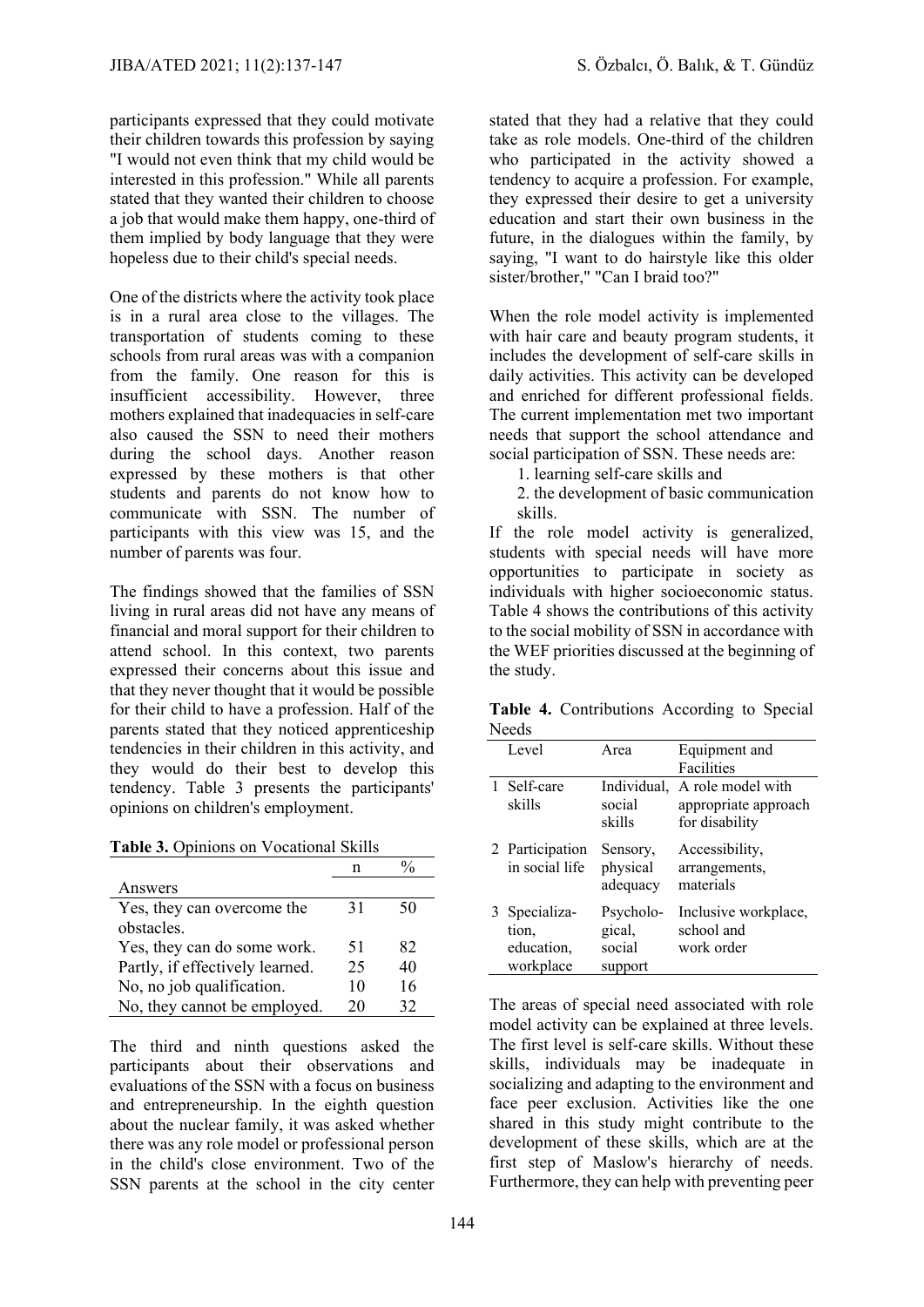participants expressed that they could motivate their children towards this profession by saying "I would not even think that my child would be interested in this profession." While all parents stated that they wanted their children to choose a job that would make them happy, one-third of them implied by body language that they were hopeless due to their child's special needs.

One of the districts where the activity took place is in a rural area close to the villages. The transportation of students coming to these schools from rural areas was with a companion from the family. One reason for this is insufficient accessibility. However, three mothers explained that inadequacies in self-care also caused the SSN to need their mothers during the school days. Another reason expressed by these mothers is that other students and parents do not know how to communicate with SSN. The number of participants with this view was 15, and the number of parents was four.

The findings showed that the families of SSN living in rural areas did not have any means of financial and moral support for their children to attend school. In this context, two parents expressed their concerns about this issue and that they never thought that it would be possible for their child to have a profession. Half of the parents stated that they noticed apprenticeship tendencies in their children in this activity, and they would do their best to develop this tendency. Table 3 presents the participants' opinions on children's employment.

**Table 3.** Opinions on Vocational Skills

| Answers | n | % |
|---|---|---|
| Yes, they can overcome the obstacles. | 31 | 50 |
| Yes, they can do some work. | 51 | 82 |
| Partly, if effectively learned. | 25 | 40 |
| No, no job qualification. | 10 | 16 |
| No, they cannot be employed. | 20 | 32 |

The third and ninth questions asked the participants about their observations and evaluations of the SSN with a focus on business and entrepreneurship. In the eighth question about the nuclear family, it was asked whether there was any role model or professional person in the child's close environment. Two of the SSN parents at the school in the city center stated that they had a relative that they could take as role models. One-third of the children who participated in the activity showed a tendency to acquire a profession. For example, they expressed their desire to get a university education and start their own business in the future, in the dialogues within the family, by saying, "I want to do hairstyle like this older sister/brother," "Can I braid too?"

When the role model activity is implemented with hair care and beauty program students, it includes the development of self-care skills in daily activities. This activity can be developed and enriched for different professional fields. The current implementation met two important needs that support the school attendance and social participation of SSN. These needs are:

1. learning self-care skills and
2. the development of basic communication skills.

If the role model activity is generalized, students with special needs will have more opportunities to participate in society as individuals with higher socioeconomic status. Table 4 shows the contributions of this activity to the social mobility of SSN in accordance with the WEF priorities discussed at the beginning of the study.

**Table 4.** Contributions According to Special Needs

| | Level | Area | Equipment and Facilities |
|---|---|---|---|
| 1 | Self-care skills | Individual, social skills | A role model with appropriate approach for disability |
| 2 | Participation in social life | Sensory, physical adequacy | Accessibility, arrangements, materials |
| 3 | Specialization, education, workplace | Psychological, social support | Inclusive workplace, school and work order |

The areas of special need associated with role model activity can be explained at three levels. The first level is self-care skills. Without these skills, individuals may be inadequate in socializing and adapting to the environment and face peer exclusion. Activities like the one shared in this study might contribute to the development of these skills, which are at the first step of Maslow's hierarchy of needs. Furthermore, they can help with preventing peer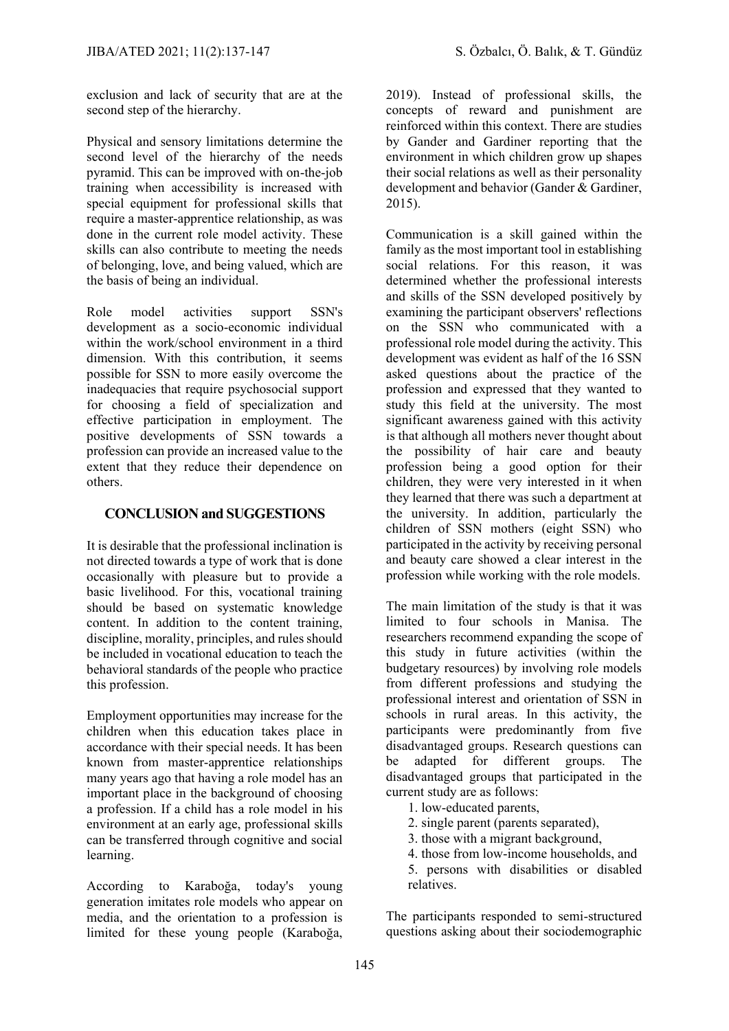exclusion and lack of security that are at the second step of the hierarchy.

Physical and sensory limitations determine the second level of the hierarchy of the needs pyramid. This can be improved with on-the-job training when accessibility is increased with special equipment for professional skills that require a master-apprentice relationship, as was done in the current role model activity. These skills can also contribute to meeting the needs of belonging, love, and being valued, which are the basis of being an individual.

Role model activities support SSN's development as a socio-economic individual within the work/school environment in a third dimension. With this contribution, it seems possible for SSN to more easily overcome the inadequacies that require psychosocial support for choosing a field of specialization and effective participation in employment. The positive developments of SSN towards a profession can provide an increased value to the extent that they reduce their dependence on others.

## CONCLUSION and SUGGESTIONS

It is desirable that the professional inclination is not directed towards a type of work that is done occasionally with pleasure but to provide a basic livelihood. For this, vocational training should be based on systematic knowledge content. In addition to the content training, discipline, morality, principles, and rules should be included in vocational education to teach the behavioral standards of the people who practice this profession.

Employment opportunities may increase for the children when this education takes place in accordance with their special needs. It has been known from master-apprentice relationships many years ago that having a role model has an important place in the background of choosing a profession. If a child has a role model in his environment at an early age, professional skills can be transferred through cognitive and social learning.

According to Karaboğa, today's young generation imitates role models who appear on media, and the orientation to a profession is limited for these young people (Karaboğa, 2019). Instead of professional skills, the concepts of reward and punishment are reinforced within this context. There are studies by Gander and Gardiner reporting that the environment in which children grow up shapes their social relations as well as their personality development and behavior (Gander & Gardiner, 2015).

Communication is a skill gained within the family as the most important tool in establishing social relations. For this reason, it was determined whether the professional interests and skills of the SSN developed positively by examining the participant observers' reflections on the SSN who communicated with a professional role model during the activity. This development was evident as half of the 16 SSN asked questions about the practice of the profession and expressed that they wanted to study this field at the university. The most significant awareness gained with this activity is that although all mothers never thought about the possibility of hair care and beauty profession being a good option for their children, they were very interested in it when they learned that there was such a department at the university. In addition, particularly the children of SSN mothers (eight SSN) who participated in the activity by receiving personal and beauty care showed a clear interest in the profession while working with the role models.

The main limitation of the study is that it was limited to four schools in Manisa. The researchers recommend expanding the scope of this study in future activities (within the budgetary resources) by involving role models from different professions and studying the professional interest and orientation of SSN in schools in rural areas. In this activity, the participants were predominantly from five disadvantaged groups. Research questions can be adapted for different groups. The disadvantaged groups that participated in the current study are as follows:

1. low-educated parents,
2. single parent (parents separated),
3. those with a migrant background,
4. those from low-income households, and
5. persons with disabilities or disabled relatives.

The participants responded to semi-structured questions asking about their sociodemographic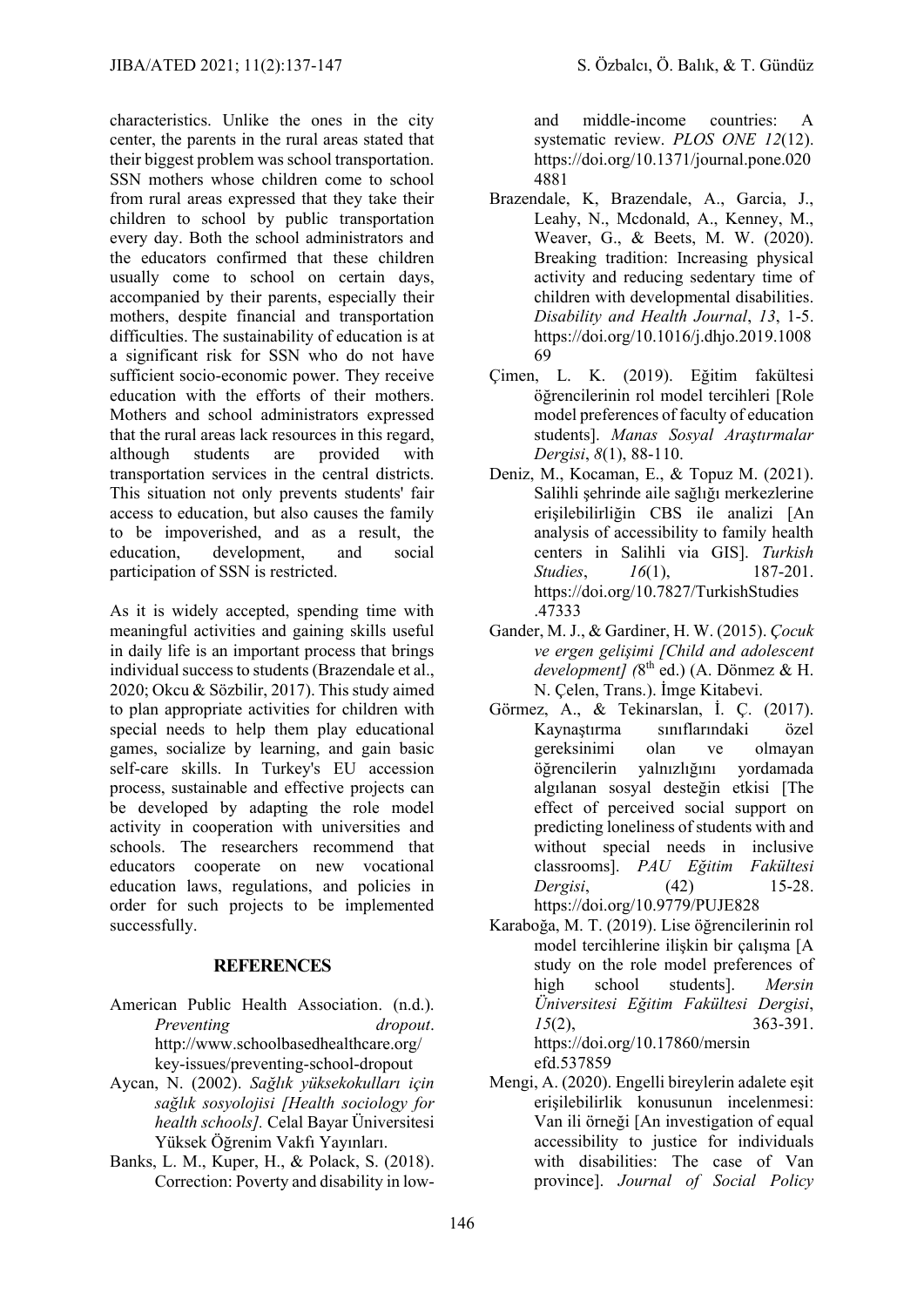characteristics. Unlike the ones in the city center, the parents in the rural areas stated that their biggest problem was school transportation. SSN mothers whose children come to school from rural areas expressed that they take their children to school by public transportation every day. Both the school administrators and the educators confirmed that these children usually come to school on certain days, accompanied by their parents, especially their mothers, despite financial and transportation difficulties. The sustainability of education is at a significant risk for SSN who do not have sufficient socio-economic power. They receive education with the efforts of their mothers. Mothers and school administrators expressed that the rural areas lack resources in this regard, although students are provided with transportation services in the central districts. This situation not only prevents students' fair access to education, but also causes the family to be impoverished, and as a result, the education, development, and social participation of SSN is restricted.

As it is widely accepted, spending time with meaningful activities and gaining skills useful in daily life is an important process that brings individual success to students (Brazendale et al., 2020; Okcu & Sözbilir, 2017). This study aimed to plan appropriate activities for children with special needs to help them play educational games, socialize by learning, and gain basic self-care skills. In Turkey's EU accession process, sustainable and effective projects can be developed by adapting the role model activity in cooperation with universities and schools. The researchers recommend that educators cooperate on new vocational education laws, regulations, and policies in order for such projects to be implemented successfully.

## REFERENCES

American Public Health Association. (n.d.). *Preventing dropout*. http://www.schoolbasedhealthcare.org/key-issues/preventing-school-dropout

Aycan, N. (2002). *Sağlık yüksekokulları için sağlık sosyolojisi [Health sociology for health schools].* Celal Bayar Üniversitesi Yüksek Öğrenim Vakfı Yayınları.

Banks, L. M., Kuper, H., & Polack, S. (2018). Correction: Poverty and disability in low- and middle-income countries: A systematic review. *PLOS ONE 12*(12). https://doi.org/10.1371/journal.pone.0204881

Brazendale, K, Brazendale, A., Garcia, J., Leahy, N., Mcdonald, A., Kenney, M., Weaver, G., & Beets, M. W. (2020). Breaking tradition: Increasing physical activity and reducing sedentary time of children with developmental disabilities. *Disability and Health Journal*, *13*, 1-5. https://doi.org/10.1016/j.dhjo.2019.100869

Çimen, L. K. (2019). Eğitim fakültesi öğrencilerinin rol model tercihleri [Role model preferences of faculty of education students]. *Manas Sosyal Araştırmalar Dergisi*, *8*(1), 88-110.

Deniz, M., Kocaman, E., & Topuz M. (2021). Salihli şehrinde aile sağlığı merkezlerine erişilebilirliğin CBS ile analizi [An analysis of accessibility to family health centers in Salihli via GIS]. *Turkish Studies*, *16*(1), 187-201. https://doi.org/10.7827/TurkishStudies.47333

Gander, M. J., & Gardiner, H. W. (2015). *Çocuk ve ergen gelişimi [Child and adolescent development] (*8th ed.) (A. Dönmez & H. N. Çelen, Trans.). İmge Kitabevi.

Görmez, A., & Tekinarslan, İ. Ç. (2017). Kaynaştırma sınıflarındaki özel gereksinimi olan ve olmayan öğrencilerin yalnızlığını yordamada algılanan sosyal desteğin etkisi [The effect of perceived social support on predicting loneliness of students with and without special needs in inclusive classrooms]. *PAU Eğitim Fakültesi Dergisi*, (42) 15-28. https://doi.org/10.9779/PUJE828

Karaboğa, M. T. (2019). Lise öğrencilerinin rol model tercihlerine ilişkin bir çalışma [A study on the role model preferences of high school students]. *Mersin Üniversitesi Eğitim Fakültesi Dergisi*, *15*(2), 363-391. https://doi.org/10.17860/mersinefd.537859

Mengi, A. (2020). Engelli bireylerin adalete eşit erişilebilirlik konusunun incelenmesi: Van ili örneği [An investigation of equal accessibility to justice for individuals with disabilities: The case of Van province]. *Journal of Social Policy*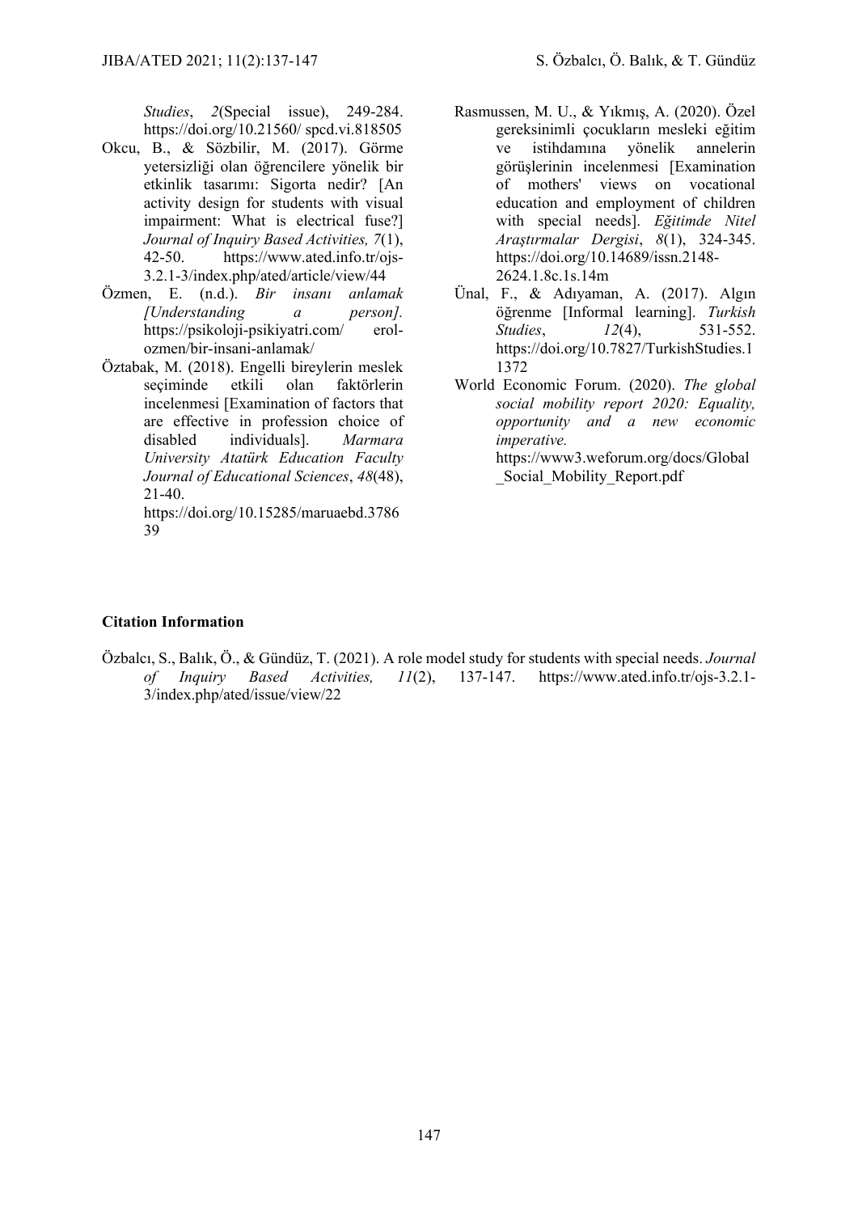*Studies*, *2*(Special issue), 249-284. https://doi.org/10.21560/ spcd.vi.818505

Okcu, B., & Sözbilir, M. (2017). Görme yetersizliği olan öğrencilere yönelik bir etkinlik tasarımı: Sigorta nedir? [An activity design for students with visual impairment: What is electrical fuse?] *Journal of Inquiry Based Activities, 7*(1), 42-50. https://www.ated.info.tr/ojs-3.2.1-3/index.php/ated/article/view/44

Özmen, E. (n.d.). *Bir insanı anlamak [Understanding a person].* https://psikoloji-psikiyatri.com/ erol-ozmen/bir-insani-anlamak/

Öztabak, M. (2018). Engelli bireylerin meslek seçiminde etkili olan faktörlerin incelenmesi [Examination of factors that are effective in profession choice of disabled individuals]. *Marmara University Atatürk Education Faculty Journal of Educational Sciences*, *48*(48), 21-40. https://doi.org/10.15285/maruaebd.378639

Rasmussen, M. U., & Yıkmış, A. (2020). Özel gereksinimli çocukların mesleki eğitim ve istihdamına yönelik annelerin görüşlerinin incelenmesi [Examination of mothers' views on vocational education and employment of children with special needs]. *Eğitimde Nitel Araştırmalar Dergisi*, *8*(1), 324-345. https://doi.org/10.14689/issn.2148-2624.1.8c.1s.14m

Ünal, F., & Adıyaman, A. (2017). Algın öğrenme [Informal learning]. *Turkish Studies*, *12*(4), 531-552. https://doi.org/10.7827/TurkishStudies.11372

World Economic Forum. (2020). *The global social mobility report 2020: Equality, opportunity and a new economic imperative.* https://www3.weforum.org/docs/Global_Social_Mobility_Report.pdf

**Citation Information**

Özbalcı, S., Balık, Ö., & Gündüz, T. (2021). A role model study for students with special needs. *Journal of Inquiry Based Activities, 11*(2), 137-147. https://www.ated.info.tr/ojs-3.2.1-3/index.php/ated/issue/view/22